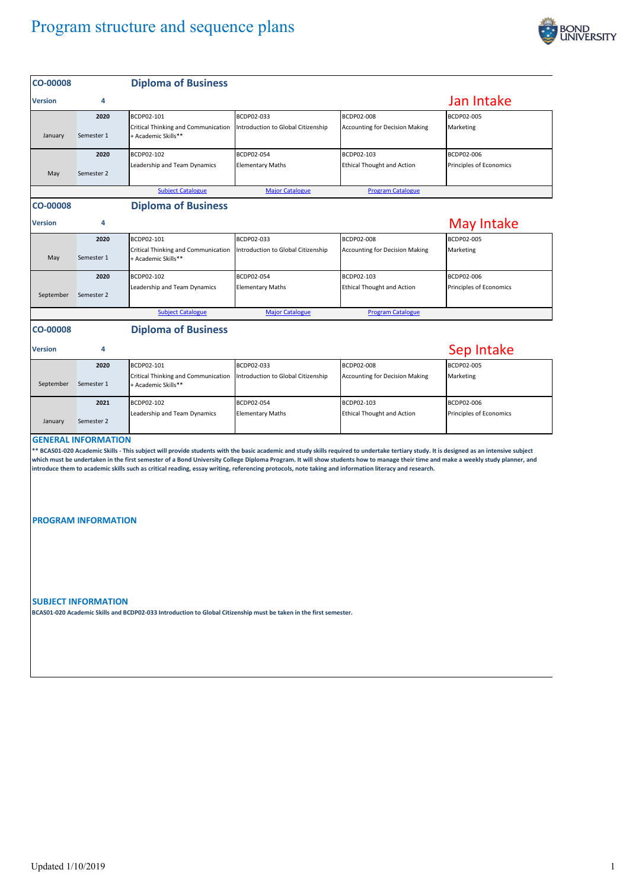# Program structure and sequence plans

## CO-00008 Diploma of Business

**Version** 4

**Jan Intake**

| | 2020 | | | | |
|---|---|---|---|---|---|
| January | Semester 1 | BCDP02-101<br>Critical Thinking and Communication + Academic Skills** | BCDP02-033<br>Introduction to Global Citizenship | BCDP02-008<br>Accounting for Decision Making | BCDP02-005<br>Marketing |
| | **2020** | | | | |
| May | Semester 2 | BCDP02-102<br>Leadership and Team Dynamics | BCDP02-054<br>Elementary Maths | BCDP02-103<br>Ethical Thought and Action | BCDP02-006<br>Principles of Economics |

Subject Catalogue | Major Catalogue | Program Catalogue

## CO-00008 Diploma of Business

**Version** 4

**May Intake**

| | 2020 | | | | |
|---|---|---|---|---|---|
| May | Semester 1 | BCDP02-101<br>Critical Thinking and Communication + Academic Skills** | BCDP02-033<br>Introduction to Global Citizenship | BCDP02-008<br>Accounting for Decision Making | BCDP02-005<br>Marketing |
| | **2020** | | | | |
| September | Semester 2 | BCDP02-102<br>Leadership and Team Dynamics | BCDP02-054<br>Elementary Maths | BCDP02-103<br>Ethical Thought and Action | BCDP02-006<br>Principles of Economics |

Subject Catalogue | Major Catalogue | Program Catalogue

## CO-00008 Diploma of Business

**Version** 4

**Sep Intake**

| | 2020 | | | | |
|---|---|---|---|---|---|
| September | Semester 1 | BCDP02-101<br>Critical Thinking and Communication + Academic Skills** | BCDP02-033<br>Introduction to Global Citizenship | BCDP02-008<br>Accounting for Decision Making | BCDP02-005<br>Marketing |
| | **2021** | | | | |
| January | Semester 2 | BCDP02-102<br>Leadership and Team Dynamics | BCDP02-054<br>Elementary Maths | BCDP02-103<br>Ethical Thought and Action | BCDP02-006<br>Principles of Economics |

### GENERAL INFORMATION

**** BCAS01-020 Academic Skills - This subject will provide students with the basic academic and study skills required to undertake tertiary study. It is designed as an intensive subject which must be undertaken in the first semester of a Bond University College Diploma Program. It will show students how to manage their time and make a weekly study planner, and introduce them to academic skills such as critical reading, essay writing, referencing protocols, note taking and information literacy and research.**

### PROGRAM INFORMATION

### SUBJECT INFORMATION

**BCAS01-020 Academic Skills and BCDP02-033 Introduction to Global Citizenship must be taken in the first semester.**

Updated 1/10/2019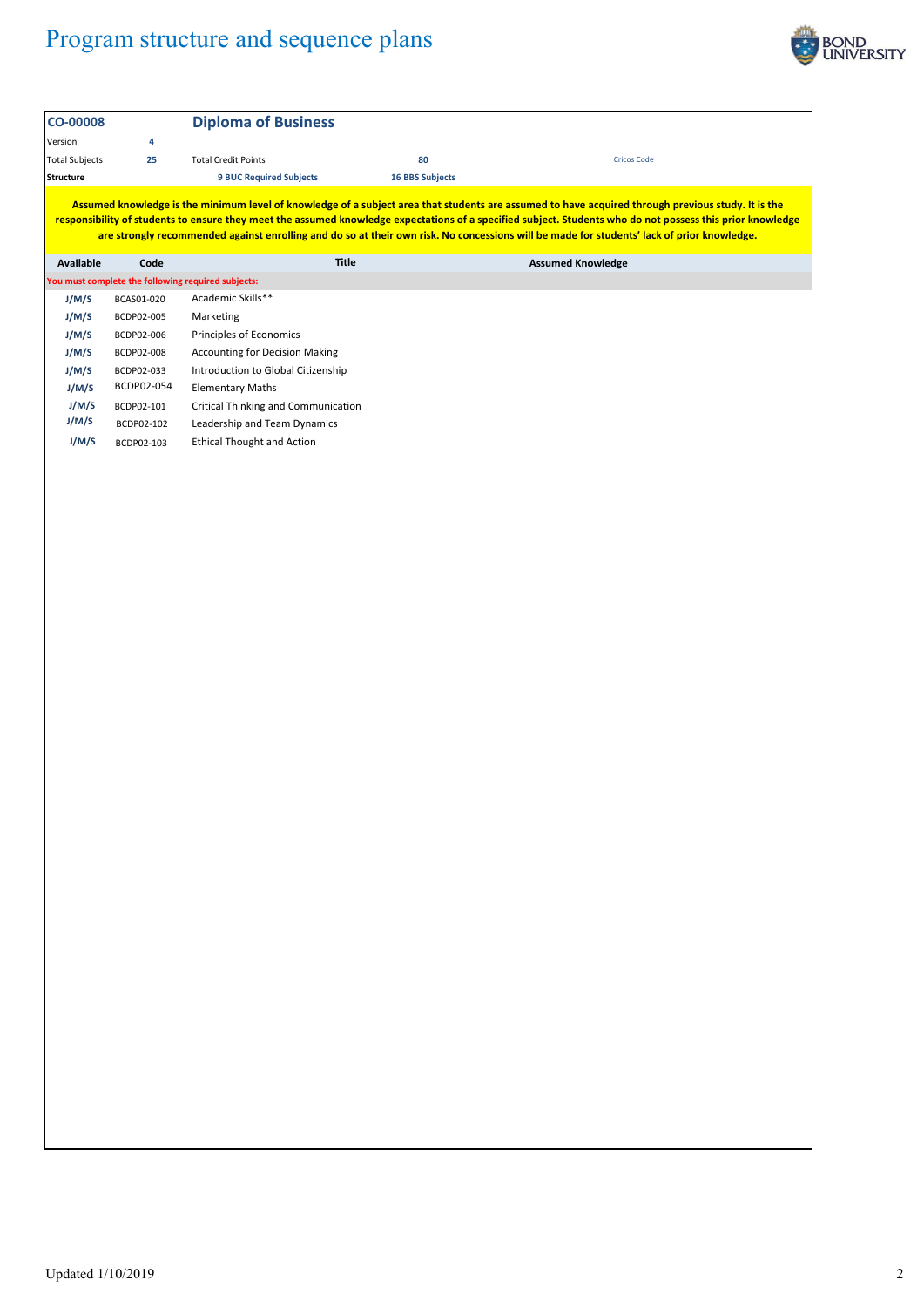# Program structure and sequence plans

| | | | | |
|---|---|---|---|---|
| **CO-00008** | | **Diploma of Business** | | |
| Version | 4 | | | |
| Total Subjects | 25 | Total Credit Points | 80 | Cricos Code |
| **Structure** | | **9 BUC Required Subjects** | **16 BBS Subjects** | |

**Assumed knowledge is the minimum level of knowledge of a subject area that students are assumed to have acquired through previous study. It is the responsibility of students to ensure they meet the assumed knowledge expectations of a specified subject. Students who do not possess this prior knowledge are strongly recommended against enrolling and do so at their own risk. No concessions will be made for students' lack of prior knowledge.**

| Available | Code | Title | Assumed Knowledge |
|---|---|---|---|
| **You must complete the following required subjects:** | | | |
| J/M/S | BCAS01-020 | Academic Skills** | |
| J/M/S | BCDP02-005 | Marketing | |
| J/M/S | BCDP02-006 | Principles of Economics | |
| J/M/S | BCDP02-008 | Accounting for Decision Making | |
| J/M/S | BCDP02-033 | Introduction to Global Citizenship | |
| J/M/S | BCDP02-054 | Elementary Maths | |
| J/M/S | BCDP02-101 | Critical Thinking and Communication | |
| J/M/S | BCDP02-102 | Leadership and Team Dynamics | |
| J/M/S | BCDP02-103 | Ethical Thought and Action | |

Updated 1/10/2019